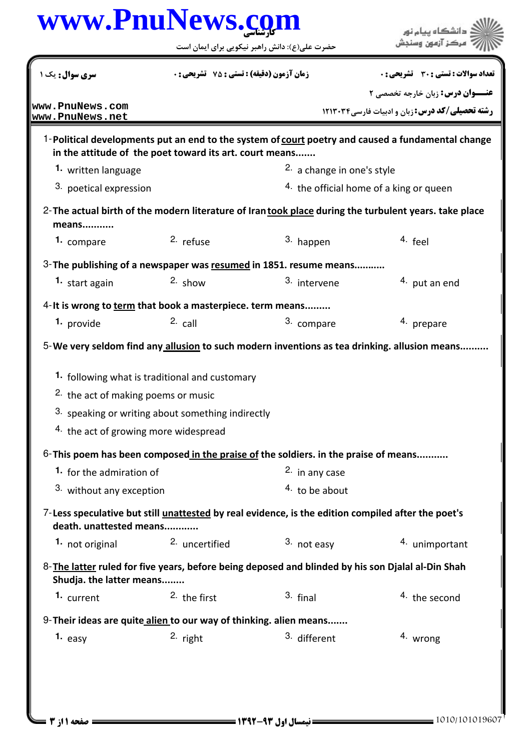کارشناسی

حضرت علی(ع): دانش راهبر نیکویی برای ایمان است

دانشگاه پیام نور
مرکز آزمون وسنجش

**سری سوال:** یک ۱ | **زمان آزمون (دقیقه) : تستی :** ۷۵ **تشریحی :** ۰ | **تعداد سوالات : تستی :** ۳۰ **تشریحی :** ۰

**عنـــوان درس:** زبان خارجه تخصصی ۲

**رشته تحصیلی/کد درس:** زبان و ادبیات فارسی ۱۲۱۳۰۳۴

www.PnuNews.com
www.PnuNews.net

1- **Political developments put an end to the system of court poetry and caused a fundamental change in the attitude of the poet toward its art. court means.......**

1. written language
2. a change in one's style
3. poetical expression
4. the official home of a king or queen

2- **The actual birth of the modern literature of Iran took place during the turbulent years. take place means...........**

1. compare
2. refuse
3. happen
4. feel

3- **The publishing of a newspaper was resumed in 1851. resume means...........**

1. start again
2. show
3. intervene
4. put an end

4- **It is wrong to term that book a masterpiece. term means.........**

1. provide
2. call
3. compare
4. prepare

5- **We very seldom find any allusion to such modern inventions as tea drinking. allusion means..........**

1. following what is traditional and customary
2. the act of making poems or music
3. speaking or writing about something indirectly
4. the act of growing more widespread

6- **This poem has been composed in the praise of the soldiers. in the praise of means...........**

1. for the admiration of
2. in any case
3. without any exception
4. to be about

7- **Less speculative but still unattested by real evidence, is the edition compiled after the poet's death. unattested means............**

1. not original
2. uncertified
3. not easy
4. unimportant

8- **The latter ruled for five years, before being deposed and blinded by his son Djalal al-Din Shah Shudja. the latter means........**

1. current
2. the first
3. final
4. the second

9- **Their ideas are quite alien to our way of thinking. alien means.......**

1. easy
2. right
3. different
4. wrong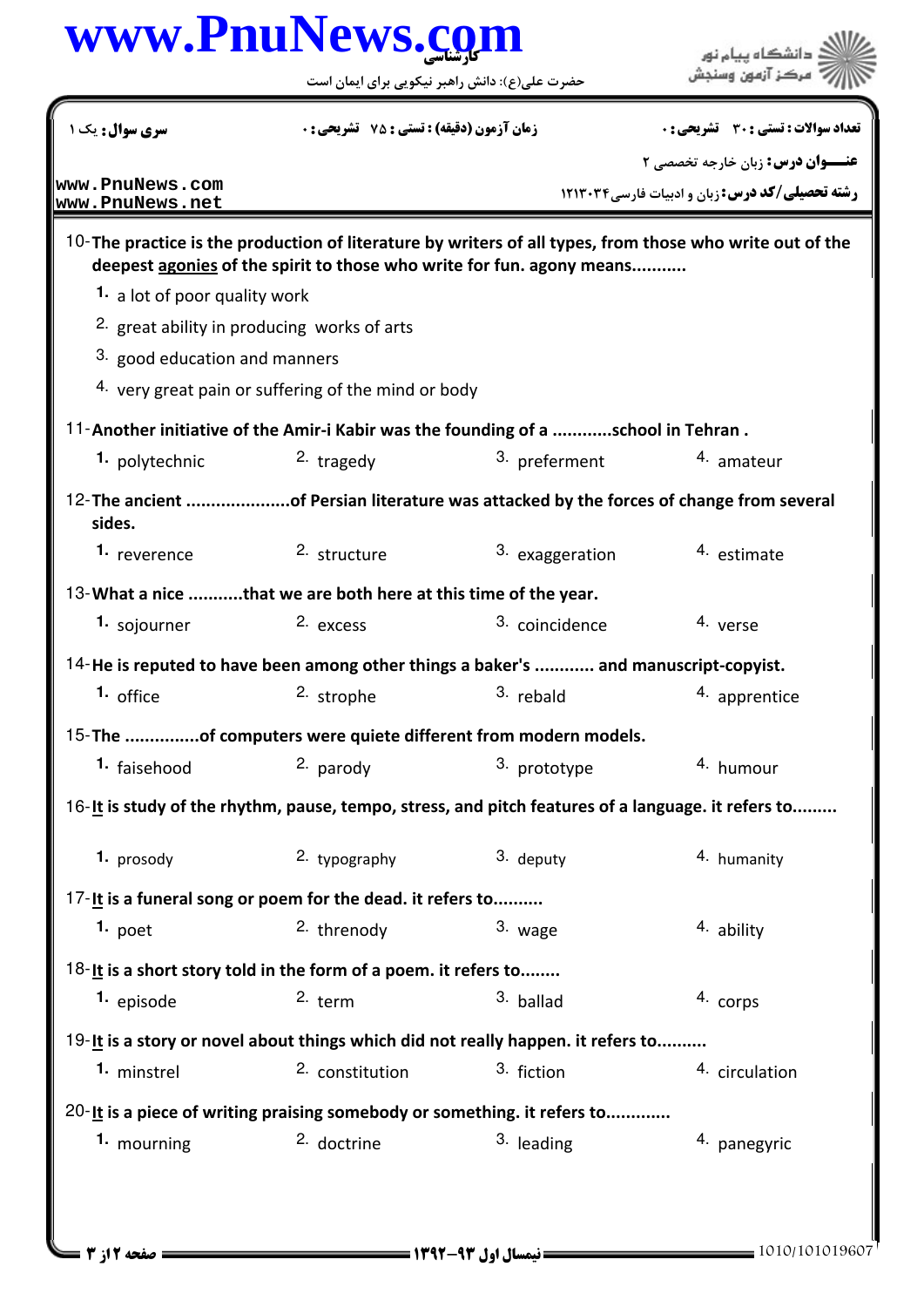10- **The practice is the production of literature by writers of all types, from those who write out of the deepest agonies of the spirit to those who write for fun. agony means...........**

1. a lot of poor quality work
2. great ability in producing works of arts
3. good education and manners
4. very great pain or suffering of the mind or body

11- **Another initiative of the Amir-i Kabir was the founding of a ...........school in Tehran .**

1. polytechnic
2. tragedy
3. preferment
4. amateur

12- **The ancient ....................of Persian literature was attacked by the forces of change from several sides.**

1. reverence
2. structure
3. exaggeration
4. estimate

13- **What a nice ...........that we are both here at this time of the year.**

1. sojourner
2. excess
3. coincidence
4. verse

14- **He is reputed to have been among other things a baker's ............ and manuscript-copyist.**

1. office
2. strophe
3. rebald
4. apprentice

15- **The ..............of computers were quiete different from modern models.**

1. faisehood
2. parody
3. prototype
4. humour

16- **It is study of the rhythm, pause, tempo, stress, and pitch features of a language. it refers to.........**

1. prosody
2. typography
3. deputy
4. humanity

17- **It is a funeral song or poem for the dead. it refers to..........**

1. poet
2. threnody
3. wage
4. ability

18- **It is a short story told in the form of a poem. it refers to........**

1. episode
2. term
3. ballad
4. corps

19- **It is a story or novel about things which did not really happen. it refers to..........**

1. minstrel
2. constitution
3. fiction
4. circulation

20- **It is a piece of writing praising somebody or something. it refers to............**

1. mourning
2. doctrine
3. leading
4. panegyric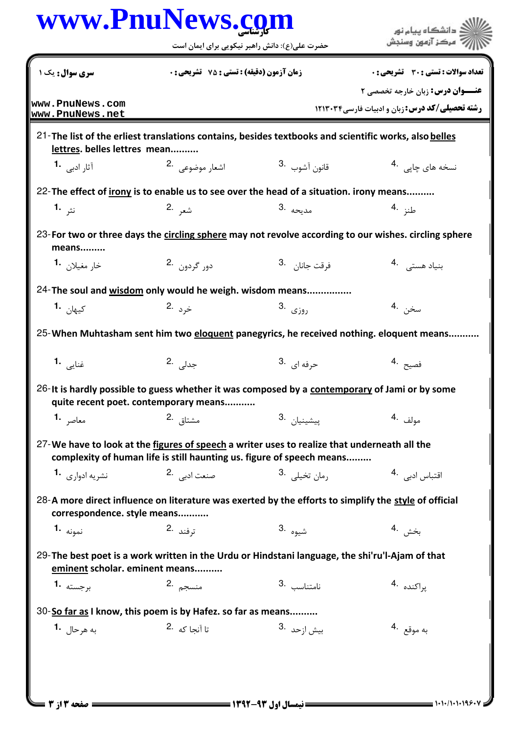سری سوال: یک ۱ | زمان آزمون (دقیقه) : تستی : ۷۵ تشریحی : ۰ | تعداد سوالات : تستی : ۳۰ تشریحی : ۰

عنـــوان درس: زبان خارجه تخصصی ۲

رشته تحصیلی/کد درس: زبان و ادبیات فارسی ۱۲۱۳۰۳۴

21- The list of the erliest translations contains, besides textbooks and scientific works, also belles lettres. belles lettres mean..........

1. آثار ادبی
2. اشعار موضوعی
3. قانون آشوب
4. نسخه های چاپی

22- The effect of irony is to enable us to see over the head of a situation. irony means..........

1. نثر
2. شعر
3. مدیحه
4. طنز

23- For two or three days the circling sphere may not revolve according to our wishes. circling sphere means.........

1. خار مغیلان
2. دور گردون
3. فرقت جانان
4. بنیاد هستی

24- The soul and wisdom only would he weigh. wisdom means................

1. کیهان
2. خرد
3. روزی
4. سخن

25- When Muhtasham sent him two eloquent panegyrics, he received nothing. eloquent means...........

1. غنایی
2. جدلی
3. حرفه ای
4. فصیح

26- It is hardly possible to guess whether it was composed by a contemporary of Jami or by some quite recent poet. contemporary means...........

1. معاصر
2. مشتاق
3. پیشینیان
4. مولف

27- We have to look at the figures of speech a writer uses to realize that underneath all the complexity of human life is still haunting us. figure of speech means.........

1. نشریه ادواری
2. صنعت ادبی
3. رمان تخیلی
4. اقتباس ادبی

28- A more direct influence on literature was exerted by the efforts to simplify the style of official correspondence. style means...........

1. نمونه
2. ترفند
3. شیوه
4. بخش

29- The best poet is a work written in the Urdu or Hindstani language, the shi'ru'l-Ajam of that eminent scholar. eminent means..........

1. برجسته
2. منسجم
3. نامتناسب
4. پراکنده

30- So far as I know, this poem is by Hafez. so far as means..........

1. به هرحال
2. تا آنجا که
3. بیش ازحد
4. به موقع